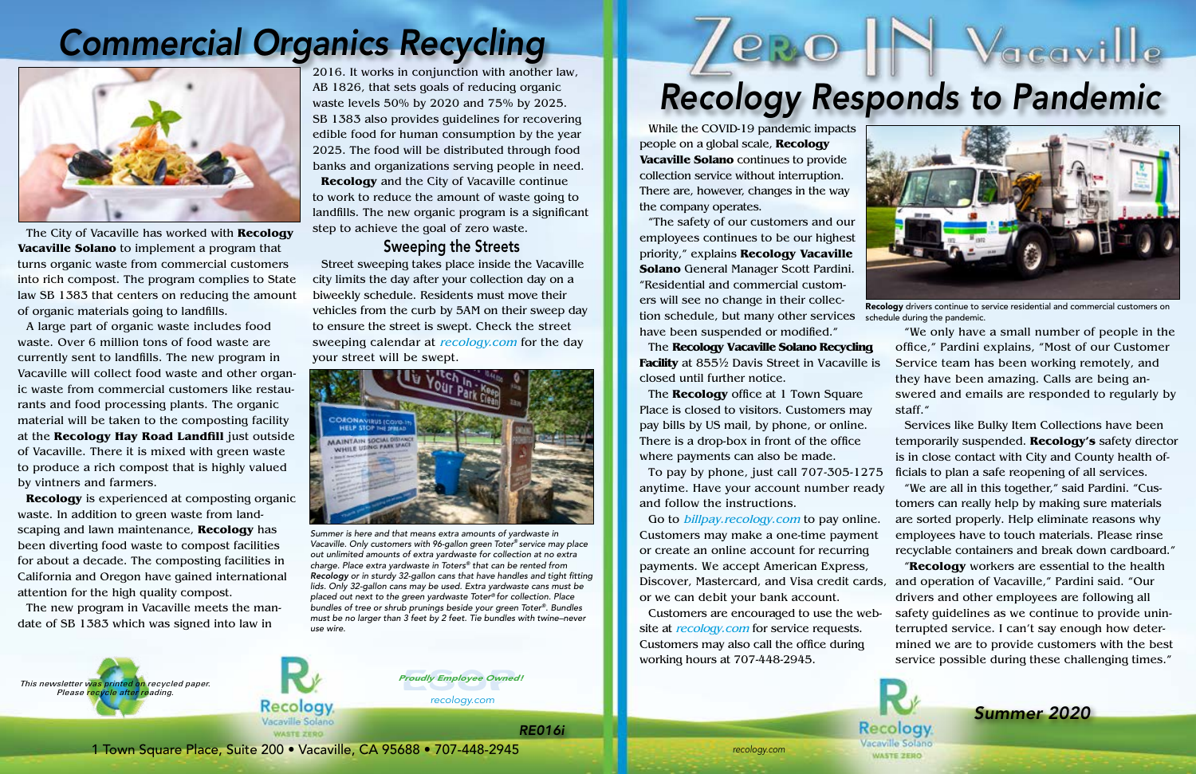# Commercial Organics Recycling

The City of Vacaville has worked with **Recology Vacaville Solano** to implement a program that turns organic waste from commercial customers into rich compost. The program complies to State law SB 1383 that centers on reducing the amount of organic materials going to landfills.

A large part of organic waste includes food waste. Over 6 million tons of food waste are currently sent to landfills. The new program in Vacaville will collect food waste and other organic waste from commercial customers like restaurants and food processing plants. The organic material will be taken to the composting facility at the **Recology Hay Road Landfill** just outside of Vacaville. There it is mixed with green waste to produce a rich compost that is highly valued by vintners and farmers.

**Recology** is experienced at composting organic waste. In addition to green waste from landscaping and lawn maintenance, **Recology** has been diverting food waste to compost facilities for about a decade. The composting facilities in California and Oregon have gained international attention for the high quality compost.

The new program in Vacaville meets the mandate of SB 1383 which was signed into law in 2016. It works in conjunction with another law, AB 1826, that sets goals of reducing organic waste levels 50% by 2020 and 75% by 2025. SB 1383 also provides guidelines for recovering edible food for human consumption by the year 2025. The food will be distributed through food banks and organizations serving people in need.

**Recology** and the City of Vacaville continue to work to reduce the amount of waste going to landfills. The new organic program is a significant step to achieve the goal of zero waste.

## Sweeping the Streets

Street sweeping takes place inside the Vacaville city limits the day after your collection day on a biweekly schedule. Residents must move their vehicles from the curb by 5AM on their sweep day to ensure the street is swept. Check the street sweeping calendar at *recology.com* for the day your street will be swept.

*Summer is here and that means extra amounts of yardwaste in Vacaville. Only customers with 96-gallon green Toter® service may place out unlimited amounts of extra yardwaste for collection at no extra charge. Place extra yardwaste in Toters® that can be rented from Recology or in sturdy 32-gallon cans that have handles and tight fitting lids. Only 32-gallon cans may be used. Extra yardwaste cans must be placed out next to the green yardwaste Toter® for collection. Place bundles of tree or shrub prunings beside your green Toter®. Bundles must be no larger than 3 feet by 2 feet. Tie bundles with twine–never use wire.*

*This newsletter was printed on recycled paper. Please recycle after reading.*

*Proudly Employee Owned!*

recology.com

1 Town Square Place, Suite 200 • Vacaville, CA 95688 • 707-448-2945

# Zero IN Vacaville

## Recology Responds to Pandemic

While the COVID-19 pandemic impacts people on a global scale, **Recology Vacaville Solano** continues to provide collection service without interruption. There are, however, changes in the way the company operates.

"The safety of our customers and our employees continues to be our highest priority," explains **Recology Vacaville Solano** General Manager Scott Pardini. "Residential and commercial customers will see no change in their collection schedule, but many other services have been suspended or modified."

**Recology** drivers continue to service residential and commercial customers on schedule during the pandemic.

The **Recology Vacaville Solano Recycling Facility** at 855½ Davis Street in Vacaville is closed until further notice.

The **Recology** office at 1 Town Square Place is closed to visitors. Customers may pay bills by US mail, by phone, or online. There is a drop-box in front of the office where payments can also be made.

To pay by phone, just call 707-305-1275 anytime. Have your account number ready and follow the instructions.

Go to *billpay.recology.com* to pay online. Customers may make a one-time payment or create an online account for recurring payments. We accept American Express, Discover, Mastercard, and Visa credit cards, or we can debit your bank account.

Customers are encouraged to use the website at *recology.com* for service requests. Customers may also call the office during working hours at 707-448-2945.

"We only have a small number of people in the office," Pardini explains, "Most of our Customer Service team has been working remotely, and they have been amazing. Calls are being answered and emails are responded to regularly by staff."

Services like Bulky Item Collections have been temporarily suspended. **Recology's** safety director is in close contact with City and County health officials to plan a safe reopening of all services.

"We are all in this together," said Pardini. "Customers can really help by making sure materials are sorted properly. Help eliminate reasons why employees have to touch materials. Please rinse recyclable containers and break down cardboard."

"**Recology** workers are essential to the health and operation of Vacaville," Pardini said. "Our drivers and other employees are following all safety guidelines as we continue to provide uninterrupted service. I can't say enough how determined we are to provide customers with the best service possible during these challenging times."

*Summer 2020*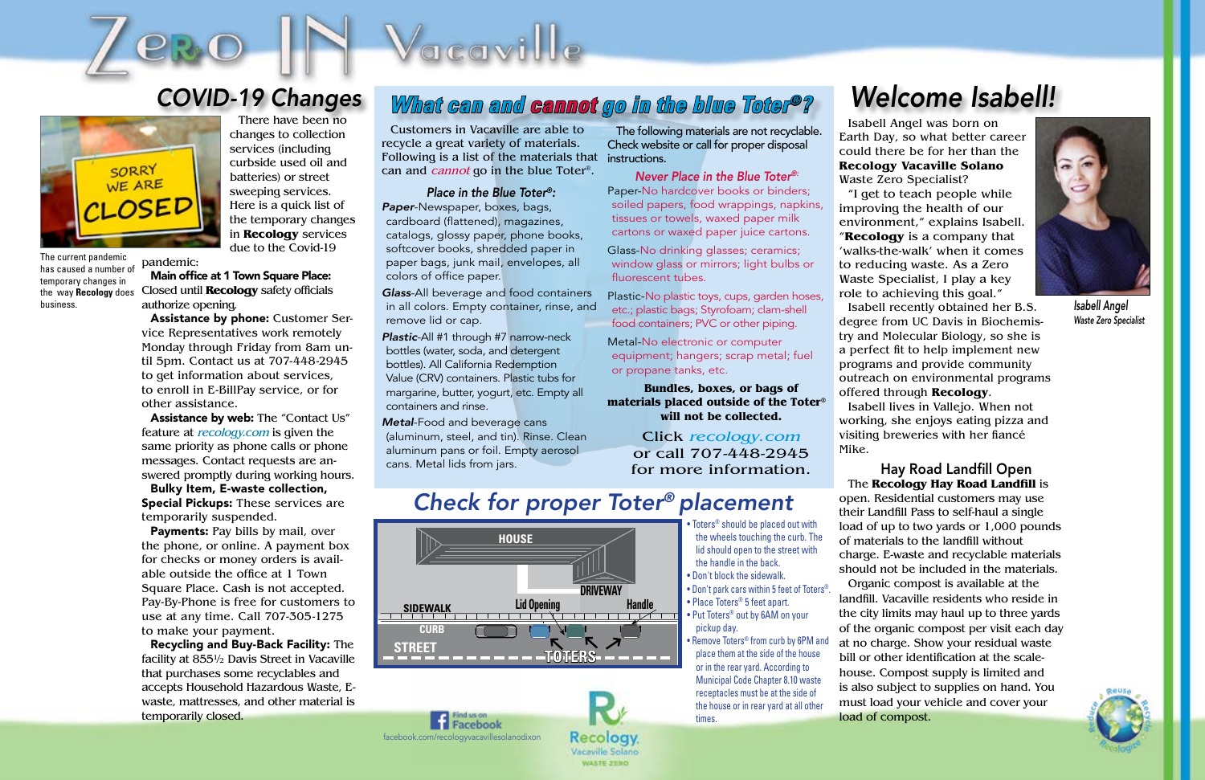# Zero IN Vacaville

## COVID-19 Changes

The current pandemic has caused a number of temporary changes in the way **Recology** does business.

There have been no changes to collection services (including curbside used oil and batteries) or street sweeping services. Here is a quick list of the temporary changes in **Recology** services due to the Covid-19 pandemic:

**Main office at 1 Town Square Place:** Closed until **Recology** safety officials authorize opening.

**Assistance by phone:** Customer Service Representatives work remotely Monday through Friday from 8am until 5pm. Contact us at 707-448-2945 to get information about services, to enroll in E-BillPay service, or for other assistance.

**Assistance by web:** The "Contact Us" feature at *recology.com* is given the same priority as phone calls or phone messages. Contact requests are answered promptly during working hours.

**Bulky Item, E-waste collection, Special Pickups:** These services are temporarily suspended.

**Payments:** Pay bills by mail, over the phone, or online. A payment box for checks or money orders is available outside the office at 1 Town Square Place. Cash is not accepted. Pay-By-Phone is free for customers to use at any time. Call 707-305-1275 to make your payment.

**Recycling and Buy-Back Facility:** The facility at 855½ Davis Street in Vacaville that purchases some recyclables and accepts Household Hazardous Waste, E-waste, mattresses, and other material is temporarily closed.

## What can and *cannot* go in the blue Toter®?

Customers in Vacaville are able to recycle a great variety of materials. Following is a list of the materials that can and *cannot* go in the blue Toter®.

### *Place in the Blue Toter®:*

***Paper***-Newspaper, boxes, bags, cardboard (flattened), magazines, catalogs, glossy paper, phone books, softcover books, shredded paper in paper bags, junk mail, envelopes, all colors of office paper.

***Glass***-All beverage and food containers in all colors. Empty container, rinse, and remove lid or cap.

***Plastic***-All #1 through #7 narrow-neck bottles (water, soda, and detergent bottles). All California Redemption Value (CRV) containers. Plastic tubs for margarine, butter, yogurt, etc. Empty all containers and rinse.

***Metal***-Food and beverage cans (aluminum, steel, and tin). Rinse. Clean aluminum pans or foil. Empty aerosol cans. Metal lids from jars.

The following materials are not recyclable. Check website or call for proper disposal instructions.

### *Never Place in the Blue Toter®:*

Paper-No hardcover books or binders; soiled papers, food wrappings, napkins, tissues or towels, waxed paper milk cartons or waxed paper juice cartons.

Glass-No drinking glasses; ceramics; window glass or mirrors; light bulbs or fluorescent tubes.

Plastic-No plastic toys, cups, garden hoses, etc.; plastic bags; Styrofoam; clam-shell food containers; PVC or other piping.

Metal-No electronic or computer equipment; hangers; scrap metal; fuel or propane tanks, etc.

**Bundles, boxes, or bags of materials placed outside of the Toter® will not be collected.**

Click *recology.com* or call 707-448-2945 for more information.

## Check for proper Toter® placement

HOUSE
DRIVEWAY
SIDEWALK
Lid Opening
Handle
CURB
STREET
TOTERS

- Toters® should be placed out with the wheels touching the curb. The lid should open to the street with the handle in the back.
- Don't block the sidewalk.
- Don't park cars within 5 feet of Toters®.
- Place Toters® 5 feet apart.
- Put Toters® out by 6AM on your pickup day.
- Remove Toters® from curb by 6PM and place them at the side of the house or in the rear yard. According to Municipal Code Chapter 8.10 waste receptacles must be at the side of the house or in rear yard at all other times.

Find us on Facebook
facebook.com/recologyvacavillesolanodixon

Recology Vacaville Solano WASTE ZERO

## Welcome Isabell!

Isabell Angel was born on Earth Day, so what better career could there be for her than the **Recology Vacaville Solano** Waste Zero Specialist?

"I get to teach people while improving the health of our environment," explains Isabell. "**Recology** is a company that 'walks-the-walk' when it comes to reducing waste. As a Zero Waste Specialist, I play a key role to achieving this goal."

Isabell recently obtained her B.S. degree from UC Davis in Biochemistry and Molecular Biology, so she is a perfect fit to help implement new programs and provide community outreach on environmental programs offered through **Recology**.

Isabell lives in Vallejo. When not working, she enjoys eating pizza and visiting breweries with her fiancé Mike.

*Isabell Angel*
*Waste Zero Specialist*

### Hay Road Landfill Open

The **Recology Hay Road Landfill** is open. Residential customers may use their Landfill Pass to self-haul a single load of up to two yards or 1,000 pounds of materials to the landfill without charge. E-waste and recyclable materials should not be included in the materials.

Organic compost is available at the landfill. Vacaville residents who reside in the city limits may haul up to three yards of the organic compost per visit each day at no charge. Show your residual waste bill or other identification at the scalehouse. Compost supply is limited and is also subject to supplies on hand. You must load your vehicle and cover your load of compost.